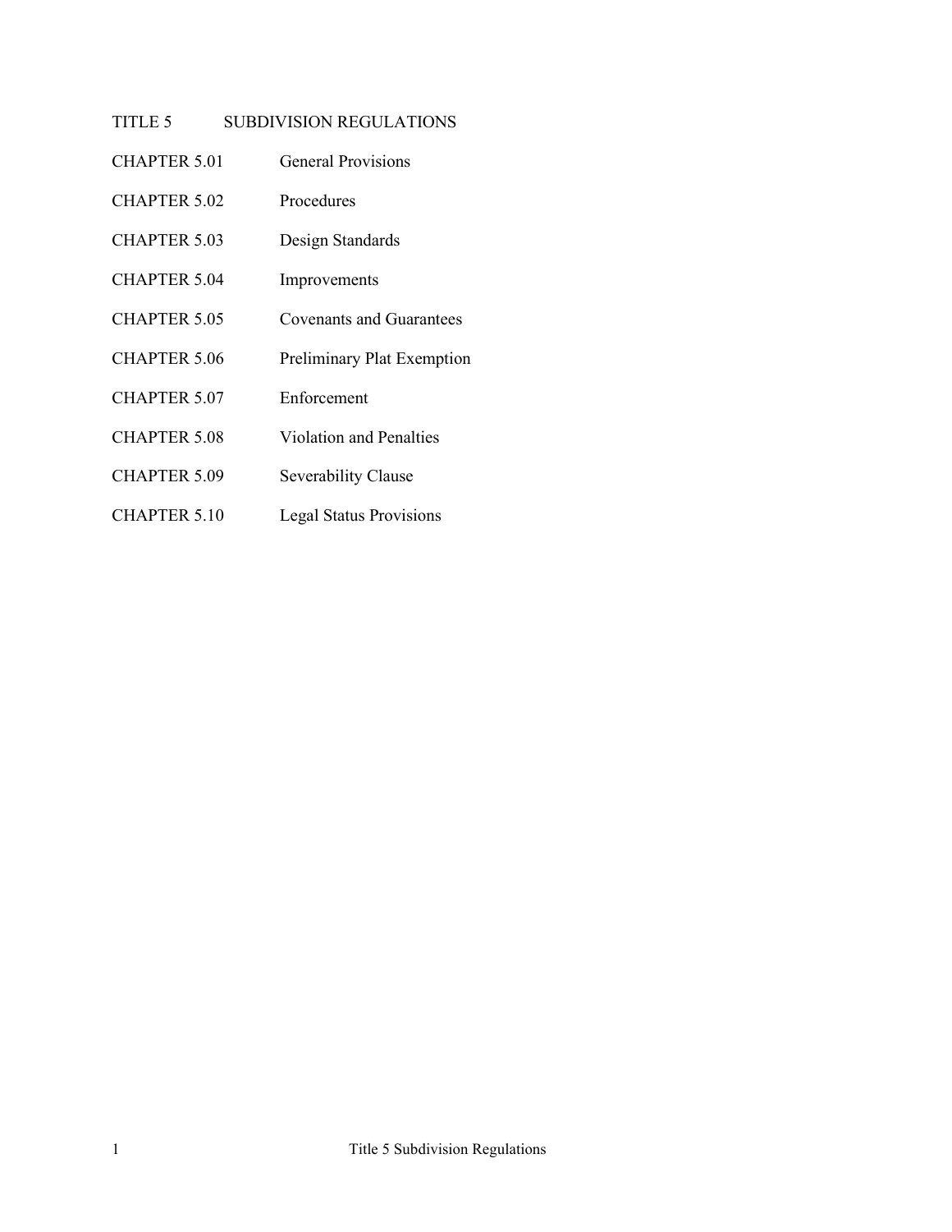# TITLE 5 SUBDIVISION REGULATIONS

| | |
|---|---|
| CHAPTER 5.01 | General Provisions |
| CHAPTER 5.02 | Procedures |
| CHAPTER 5.03 | Design Standards |
| CHAPTER 5.04 | Improvements |
| CHAPTER 5.05 | Covenants and Guarantees |
| CHAPTER 5.06 | Preliminary Plat Exemption |
| CHAPTER 5.07 | Enforcement |
| CHAPTER 5.08 | Violation and Penalties |
| CHAPTER 5.09 | Severability Clause |
| CHAPTER 5.10 | Legal Status Provisions |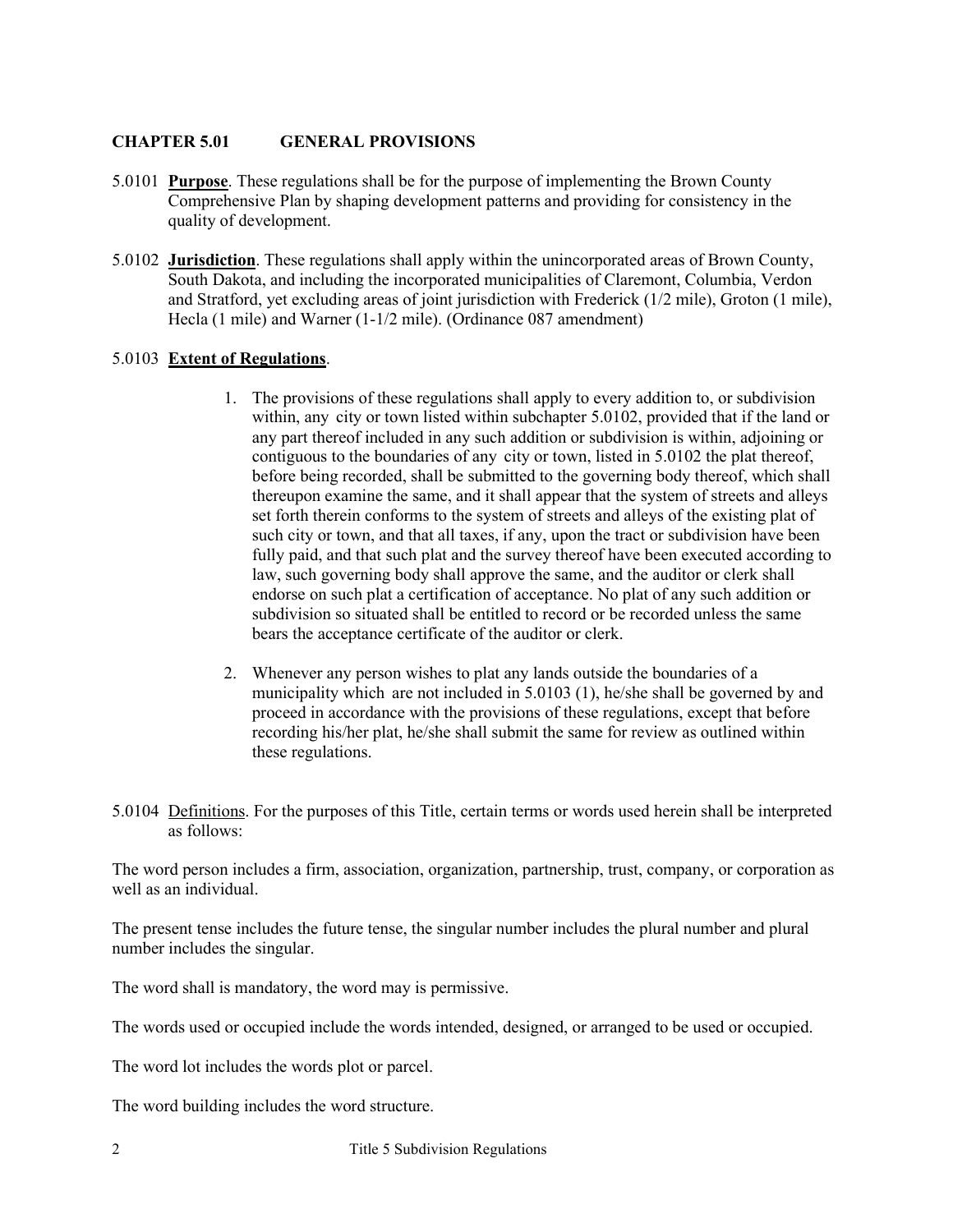## CHAPTER 5.01 GENERAL PROVISIONS

5.0101 **Purpose**. These regulations shall be for the purpose of implementing the Brown County Comprehensive Plan by shaping development patterns and providing for consistency in the quality of development.

5.0102 **Jurisdiction**. These regulations shall apply within the unincorporated areas of Brown County, South Dakota, and including the incorporated municipalities of Claremont, Columbia, Verdon and Stratford, yet excluding areas of joint jurisdiction with Frederick (1/2 mile), Groton (1 mile), Hecla (1 mile) and Warner (1-1/2 mile). (Ordinance 087 amendment)

5.0103 **Extent of Regulations**.

1. The provisions of these regulations shall apply to every addition to, or subdivision within, any city or town listed within subchapter 5.0102, provided that if the land or any part thereof included in any such addition or subdivision is within, adjoining or contiguous to the boundaries of any city or town, listed in 5.0102 the plat thereof, before being recorded, shall be submitted to the governing body thereof, which shall thereupon examine the same, and it shall appear that the system of streets and alleys set forth therein conforms to the system of streets and alleys of the existing plat of such city or town, and that all taxes, if any, upon the tract or subdivision have been fully paid, and that such plat and the survey thereof have been executed according to law, such governing body shall approve the same, and the auditor or clerk shall endorse on such plat a certification of acceptance. No plat of any such addition or subdivision so situated shall be entitled to record or be recorded unless the same bears the acceptance certificate of the auditor or clerk.

2. Whenever any person wishes to plat any lands outside the boundaries of a municipality which are not included in 5.0103 (1), he/she shall be governed by and proceed in accordance with the provisions of these regulations, except that before recording his/her plat, he/she shall submit the same for review as outlined within these regulations.

5.0104 Definitions. For the purposes of this Title, certain terms or words used herein shall be interpreted as follows:

The word person includes a firm, association, organization, partnership, trust, company, or corporation as well as an individual.

The present tense includes the future tense, the singular number includes the plural number and plural number includes the singular.

The word shall is mandatory, the word may is permissive.

The words used or occupied include the words intended, designed, or arranged to be used or occupied.

The word lot includes the words plot or parcel.

The word building includes the word structure.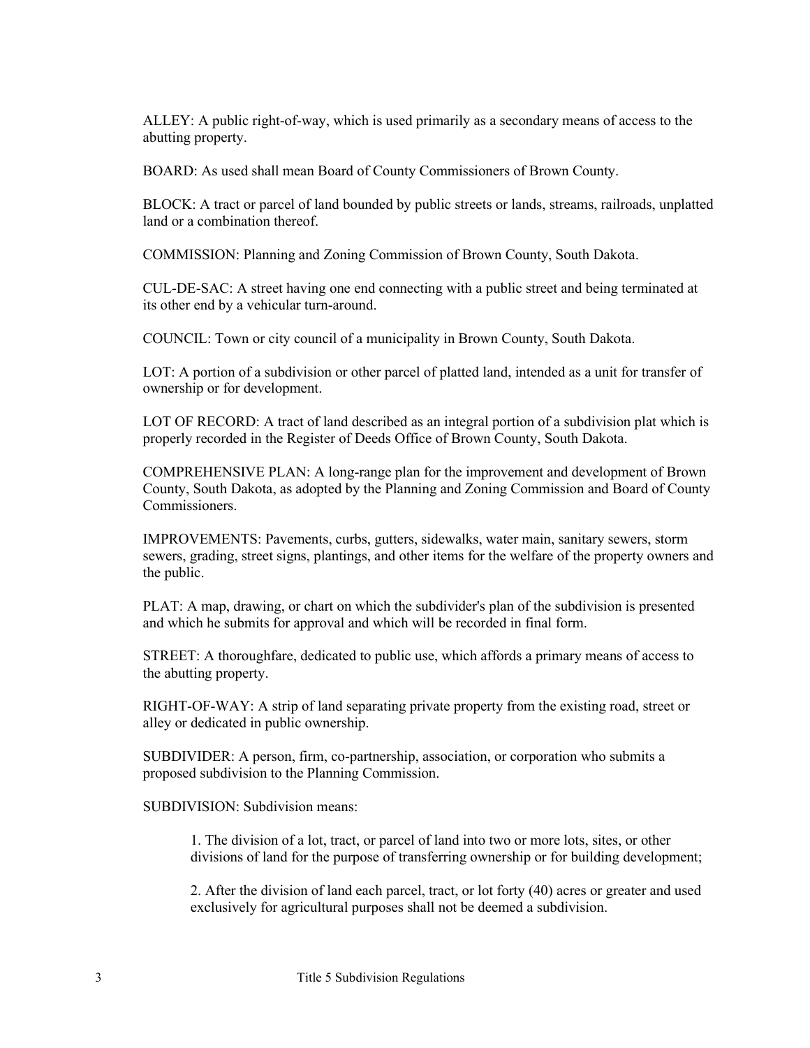ALLEY: A public right-of-way, which is used primarily as a secondary means of access to the abutting property.

BOARD: As used shall mean Board of County Commissioners of Brown County.

BLOCK: A tract or parcel of land bounded by public streets or lands, streams, railroads, unplatted land or a combination thereof.

COMMISSION: Planning and Zoning Commission of Brown County, South Dakota.

CUL-DE-SAC: A street having one end connecting with a public street and being terminated at its other end by a vehicular turn-around.

COUNCIL: Town or city council of a municipality in Brown County, South Dakota.

LOT: A portion of a subdivision or other parcel of platted land, intended as a unit for transfer of ownership or for development.

LOT OF RECORD: A tract of land described as an integral portion of a subdivision plat which is properly recorded in the Register of Deeds Office of Brown County, South Dakota.

COMPREHENSIVE PLAN: A long-range plan for the improvement and development of Brown County, South Dakota, as adopted by the Planning and Zoning Commission and Board of County Commissioners.

IMPROVEMENTS: Pavements, curbs, gutters, sidewalks, water main, sanitary sewers, storm sewers, grading, street signs, plantings, and other items for the welfare of the property owners and the public.

PLAT: A map, drawing, or chart on which the subdivider's plan of the subdivision is presented and which he submits for approval and which will be recorded in final form.

STREET: A thoroughfare, dedicated to public use, which affords a primary means of access to the abutting property.

RIGHT-OF-WAY: A strip of land separating private property from the existing road, street or alley or dedicated in public ownership.

SUBDIVIDER: A person, firm, co-partnership, association, or corporation who submits a proposed subdivision to the Planning Commission.

SUBDIVISION: Subdivision means:

1. The division of a lot, tract, or parcel of land into two or more lots, sites, or other divisions of land for the purpose of transferring ownership or for building development;

2. After the division of land each parcel, tract, or lot forty (40) acres or greater and used exclusively for agricultural purposes shall not be deemed a subdivision.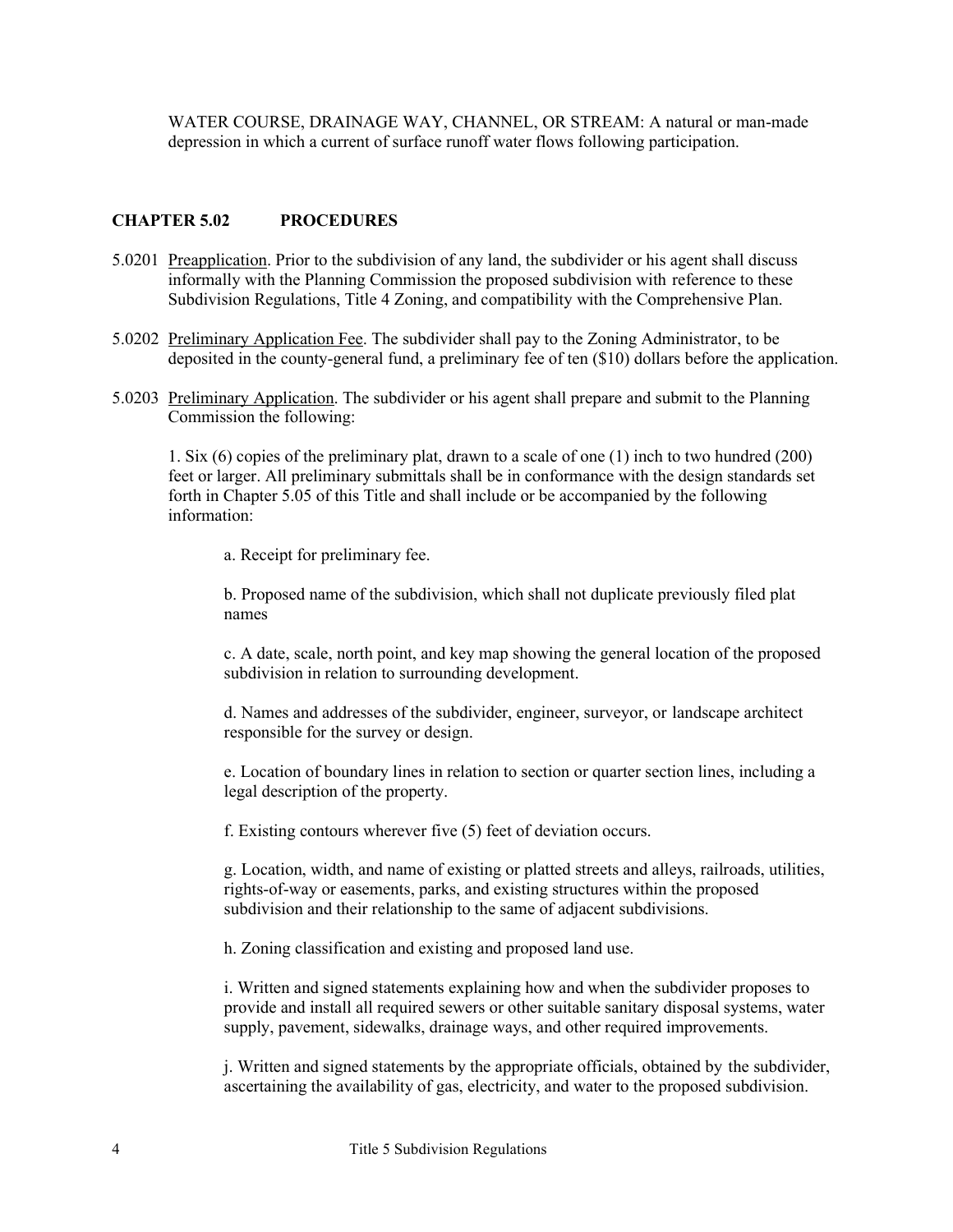WATER COURSE, DRAINAGE WAY, CHANNEL, OR STREAM: A natural or man-made depression in which a current of surface runoff water flows following participation.

## CHAPTER 5.02 PROCEDURES

5.0201 Preapplication. Prior to the subdivision of any land, the subdivider or his agent shall discuss informally with the Planning Commission the proposed subdivision with reference to these Subdivision Regulations, Title 4 Zoning, and compatibility with the Comprehensive Plan.

5.0202 Preliminary Application Fee. The subdivider shall pay to the Zoning Administrator, to be deposited in the county-general fund, a preliminary fee of ten ($10) dollars before the application.

5.0203 Preliminary Application. The subdivider or his agent shall prepare and submit to the Planning Commission the following:

1. Six (6) copies of the preliminary plat, drawn to a scale of one (1) inch to two hundred (200) feet or larger. All preliminary submittals shall be in conformance with the design standards set forth in Chapter 5.05 of this Title and shall include or be accompanied by the following information:

   a. Receipt for preliminary fee.

   b. Proposed name of the subdivision, which shall not duplicate previously filed plat names

   c. A date, scale, north point, and key map showing the general location of the proposed subdivision in relation to surrounding development.

   d. Names and addresses of the subdivider, engineer, surveyor, or landscape architect responsible for the survey or design.

   e. Location of boundary lines in relation to section or quarter section lines, including a legal description of the property.

   f. Existing contours wherever five (5) feet of deviation occurs.

   g. Location, width, and name of existing or platted streets and alleys, railroads, utilities, rights-of-way or easements, parks, and existing structures within the proposed subdivision and their relationship to the same of adjacent subdivisions.

   h. Zoning classification and existing and proposed land use.

   i. Written and signed statements explaining how and when the subdivider proposes to provide and install all required sewers or other suitable sanitary disposal systems, water supply, pavement, sidewalks, drainage ways, and other required improvements.

   j. Written and signed statements by the appropriate officials, obtained by the subdivider, ascertaining the availability of gas, electricity, and water to the proposed subdivision.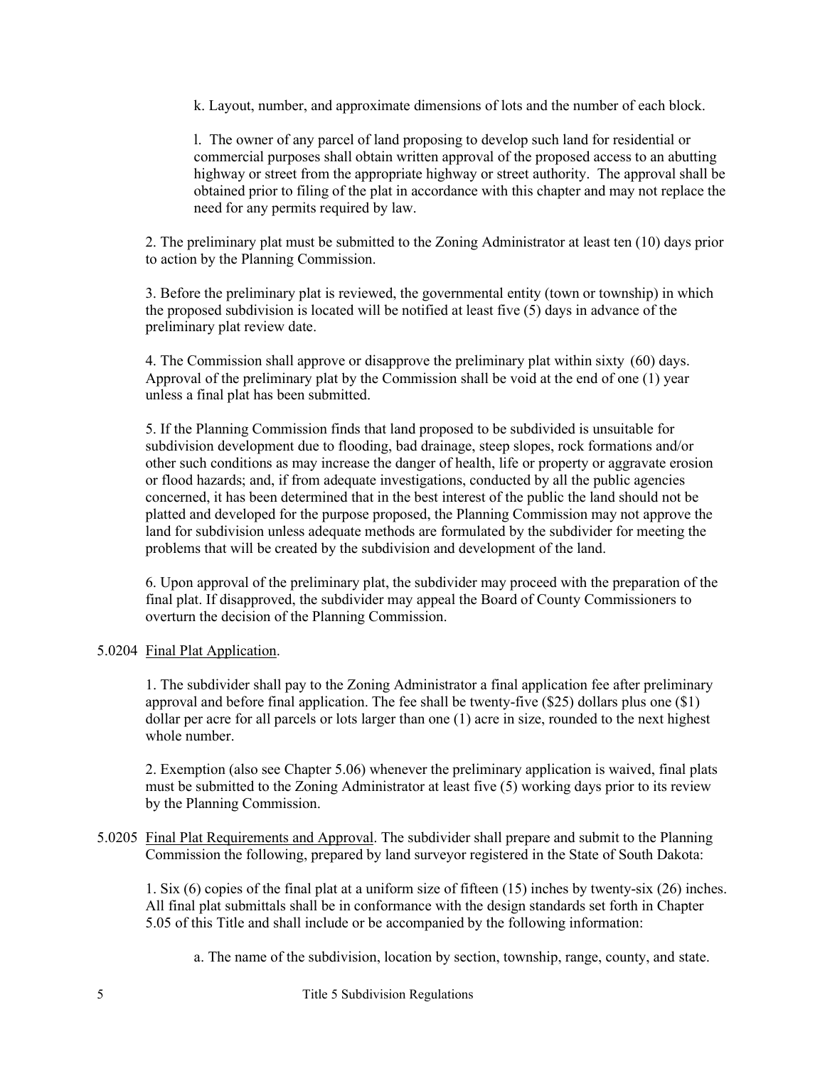k. Layout, number, and approximate dimensions of lots and the number of each block.

l. The owner of any parcel of land proposing to develop such land for residential or commercial purposes shall obtain written approval of the proposed access to an abutting highway or street from the appropriate highway or street authority. The approval shall be obtained prior to filing of the plat in accordance with this chapter and may not replace the need for any permits required by law.

2. The preliminary plat must be submitted to the Zoning Administrator at least ten (10) days prior to action by the Planning Commission.

3. Before the preliminary plat is reviewed, the governmental entity (town or township) in which the proposed subdivision is located will be notified at least five (5) days in advance of the preliminary plat review date.

4. The Commission shall approve or disapprove the preliminary plat within sixty (60) days. Approval of the preliminary plat by the Commission shall be void at the end of one (1) year unless a final plat has been submitted.

5. If the Planning Commission finds that land proposed to be subdivided is unsuitable for subdivision development due to flooding, bad drainage, steep slopes, rock formations and/or other such conditions as may increase the danger of health, life or property or aggravate erosion or flood hazards; and, if from adequate investigations, conducted by all the public agencies concerned, it has been determined that in the best interest of the public the land should not be platted and developed for the purpose proposed, the Planning Commission may not approve the land for subdivision unless adequate methods are formulated by the subdivider for meeting the problems that will be created by the subdivision and development of the land.

6. Upon approval of the preliminary plat, the subdivider may proceed with the preparation of the final plat. If disapproved, the subdivider may appeal the Board of County Commissioners to overturn the decision of the Planning Commission.

5.0204 Final Plat Application.

1. The subdivider shall pay to the Zoning Administrator a final application fee after preliminary approval and before final application. The fee shall be twenty-five ($25) dollars plus one ($1) dollar per acre for all parcels or lots larger than one (1) acre in size, rounded to the next highest whole number.

2. Exemption (also see Chapter 5.06) whenever the preliminary application is waived, final plats must be submitted to the Zoning Administrator at least five (5) working days prior to its review by the Planning Commission.

5.0205 Final Plat Requirements and Approval. The subdivider shall prepare and submit to the Planning Commission the following, prepared by land surveyor registered in the State of South Dakota:

1. Six (6) copies of the final plat at a uniform size of fifteen (15) inches by twenty-six (26) inches. All final plat submittals shall be in conformance with the design standards set forth in Chapter 5.05 of this Title and shall include or be accompanied by the following information:

a. The name of the subdivision, location by section, township, range, county, and state.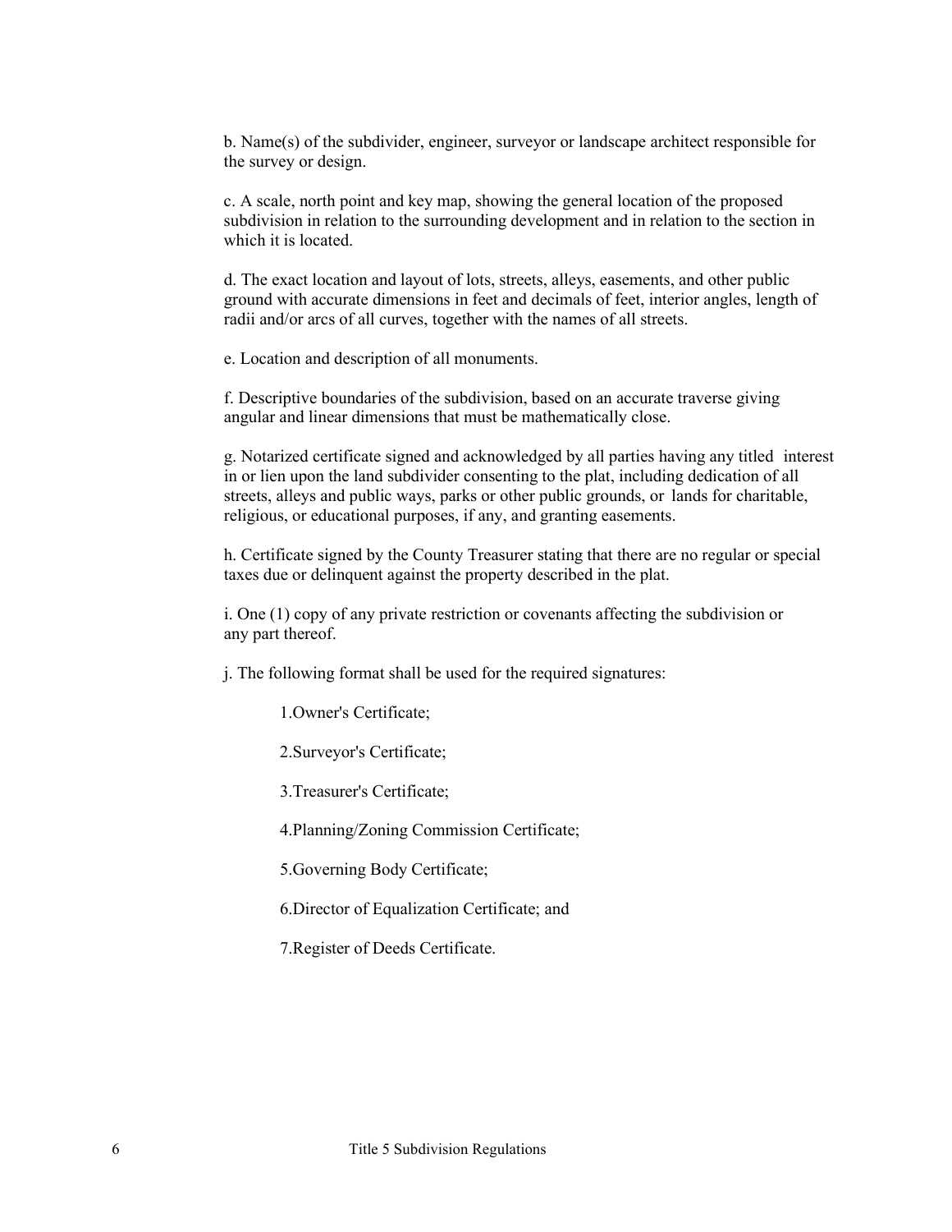b. Name(s) of the subdivider, engineer, surveyor or landscape architect responsible for the survey or design.

c. A scale, north point and key map, showing the general location of the proposed subdivision in relation to the surrounding development and in relation to the section in which it is located.

d. The exact location and layout of lots, streets, alleys, easements, and other public ground with accurate dimensions in feet and decimals of feet, interior angles, length of radii and/or arcs of all curves, together with the names of all streets.

e. Location and description of all monuments.

f. Descriptive boundaries of the subdivision, based on an accurate traverse giving angular and linear dimensions that must be mathematically close.

g. Notarized certificate signed and acknowledged by all parties having any titled interest in or lien upon the land subdivider consenting to the plat, including dedication of all streets, alleys and public ways, parks or other public grounds, or lands for charitable, religious, or educational purposes, if any, and granting easements.

h. Certificate signed by the County Treasurer stating that there are no regular or special taxes due or delinquent against the property described in the plat.

i. One (1) copy of any private restriction or covenants affecting the subdivision or any part thereof.

j. The following format shall be used for the required signatures:

1. Owner's Certificate;
2. Surveyor's Certificate;
3. Treasurer's Certificate;
4. Planning/Zoning Commission Certificate;
5. Governing Body Certificate;
6. Director of Equalization Certificate; and
7. Register of Deeds Certificate.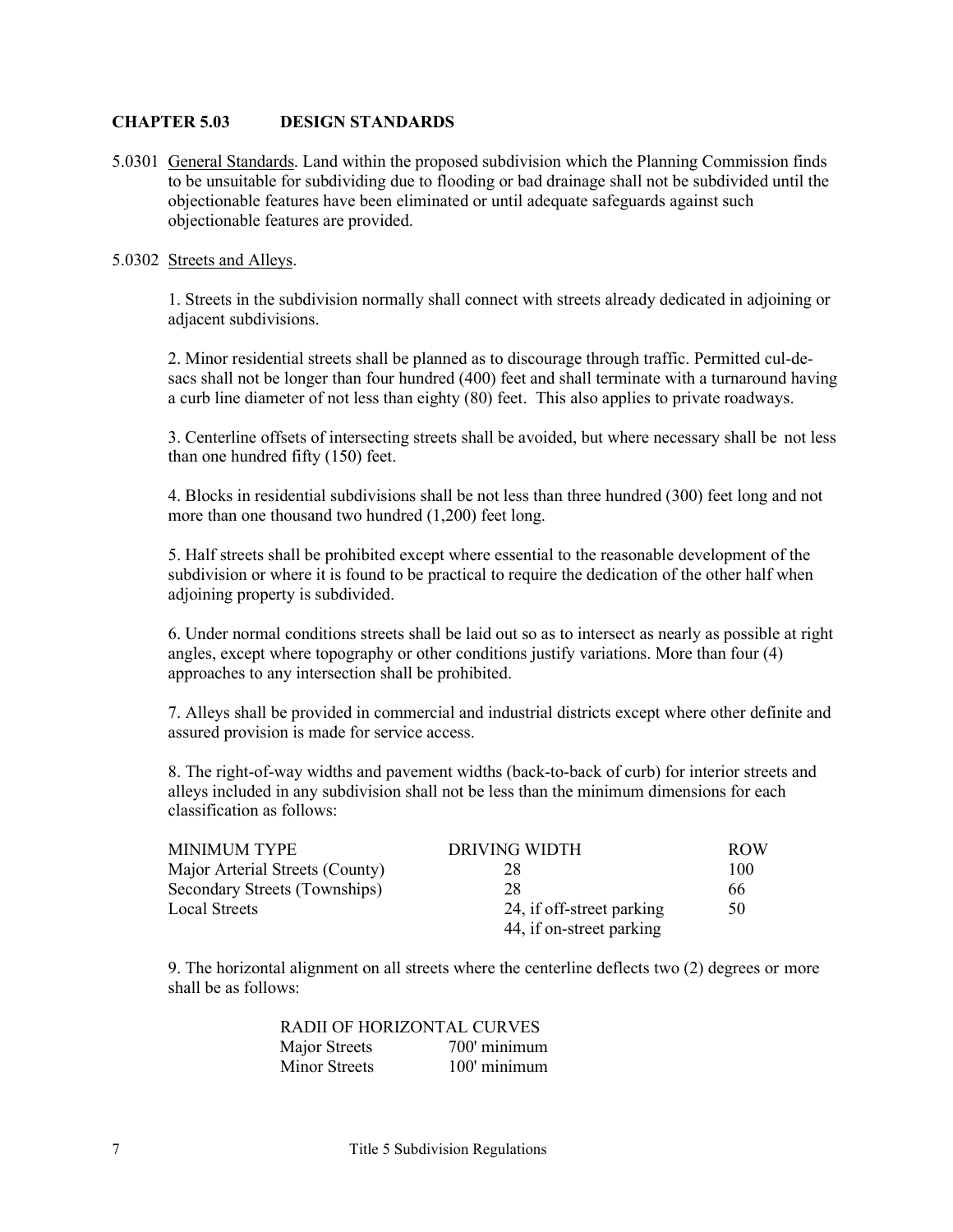## CHAPTER 5.03 DESIGN STANDARDS

5.0301 General Standards. Land within the proposed subdivision which the Planning Commission finds to be unsuitable for subdividing due to flooding or bad drainage shall not be subdivided until the objectionable features have been eliminated or until adequate safeguards against such objectionable features are provided.

5.0302 Streets and Alleys.

1. Streets in the subdivision normally shall connect with streets already dedicated in adjoining or adjacent subdivisions.

2. Minor residential streets shall be planned as to discourage through traffic. Permitted cul-de-sacs shall not be longer than four hundred (400) feet and shall terminate with a turnaround having a curb line diameter of not less than eighty (80) feet. This also applies to private roadways.

3. Centerline offsets of intersecting streets shall be avoided, but where necessary shall be not less than one hundred fifty (150) feet.

4. Blocks in residential subdivisions shall be not less than three hundred (300) feet long and not more than one thousand two hundred (1,200) feet long.

5. Half streets shall be prohibited except where essential to the reasonable development of the subdivision or where it is found to be practical to require the dedication of the other half when adjoining property is subdivided.

6. Under normal conditions streets shall be laid out so as to intersect as nearly as possible at right angles, except where topography or other conditions justify variations. More than four (4) approaches to any intersection shall be prohibited.

7. Alleys shall be provided in commercial and industrial districts except where other definite and assured provision is made for service access.

8. The right-of-way widths and pavement widths (back-to-back of curb) for interior streets and alleys included in any subdivision shall not be less than the minimum dimensions for each classification as follows:

| MINIMUM TYPE | DRIVING WIDTH | ROW |
|---|---|---|
| Major Arterial Streets (County) | 28 | 100 |
| Secondary Streets (Townships) | 28 | 66 |
| Local Streets | 24, if off-street parking<br>44, if on-street parking | 50 |

9. The horizontal alignment on all streets where the centerline deflects two (2) degrees or more shall be as follows:

| RADII OF HORIZONTAL CURVES | |
|---|---|
| Major Streets | 700' minimum |
| Minor Streets | 100' minimum |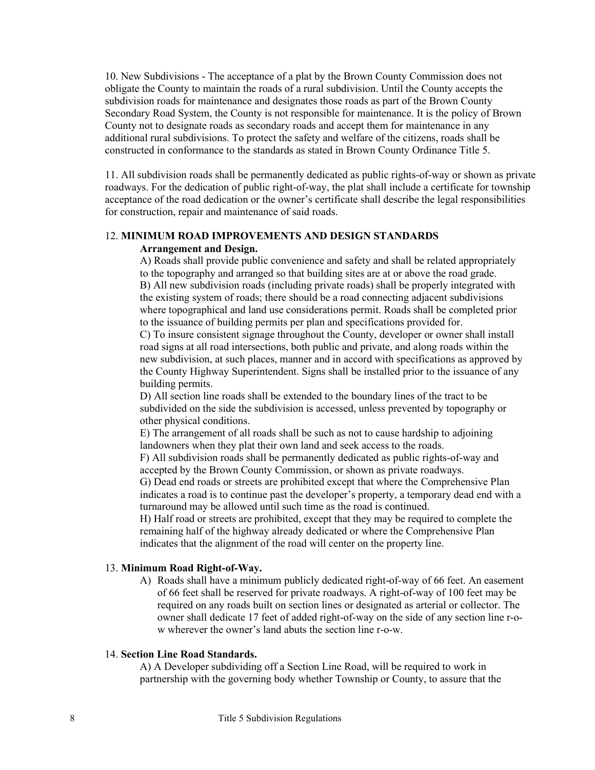10. New Subdivisions - The acceptance of a plat by the Brown County Commission does not obligate the County to maintain the roads of a rural subdivision. Until the County accepts the subdivision roads for maintenance and designates those roads as part of the Brown County Secondary Road System, the County is not responsible for maintenance. It is the policy of Brown County not to designate roads as secondary roads and accept them for maintenance in any additional rural subdivisions. To protect the safety and welfare of the citizens, roads shall be constructed in conformance to the standards as stated in Brown County Ordinance Title 5.

11. All subdivision roads shall be permanently dedicated as public rights-of-way or shown as private roadways. For the dedication of public right-of-way, the plat shall include a certificate for township acceptance of the road dedication or the owner's certificate shall describe the legal responsibilities for construction, repair and maintenance of said roads.

12. **MINIMUM ROAD IMPROVEMENTS AND DESIGN STANDARDS**

**Arrangement and Design.**

A) Roads shall provide public convenience and safety and shall be related appropriately to the topography and arranged so that building sites are at or above the road grade.

B) All new subdivision roads (including private roads) shall be properly integrated with the existing system of roads; there should be a road connecting adjacent subdivisions where topographical and land use considerations permit. Roads shall be completed prior to the issuance of building permits per plan and specifications provided for.

C) To insure consistent signage throughout the County, developer or owner shall install road signs at all road intersections, both public and private, and along roads within the new subdivision, at such places, manner and in accord with specifications as approved by the County Highway Superintendent. Signs shall be installed prior to the issuance of any building permits.

D) All section line roads shall be extended to the boundary lines of the tract to be subdivided on the side the subdivision is accessed, unless prevented by topography or other physical conditions.

E) The arrangement of all roads shall be such as not to cause hardship to adjoining landowners when they plat their own land and seek access to the roads.

F) All subdivision roads shall be permanently dedicated as public rights-of-way and accepted by the Brown County Commission, or shown as private roadways.

G) Dead end roads or streets are prohibited except that where the Comprehensive Plan indicates a road is to continue past the developer's property, a temporary dead end with a turnaround may be allowed until such time as the road is continued.

H) Half road or streets are prohibited, except that they may be required to complete the remaining half of the highway already dedicated or where the Comprehensive Plan indicates that the alignment of the road will center on the property line.

13. **Minimum Road Right-of-Way.**

A) Roads shall have a minimum publicly dedicated right-of-way of 66 feet. An easement of 66 feet shall be reserved for private roadways. A right-of-way of 100 feet may be required on any roads built on section lines or designated as arterial or collector. The owner shall dedicate 17 feet of added right-of-way on the side of any section line r-o-w wherever the owner's land abuts the section line r-o-w.

14. **Section Line Road Standards.**

A) A Developer subdividing off a Section Line Road, will be required to work in partnership with the governing body whether Township or County, to assure that the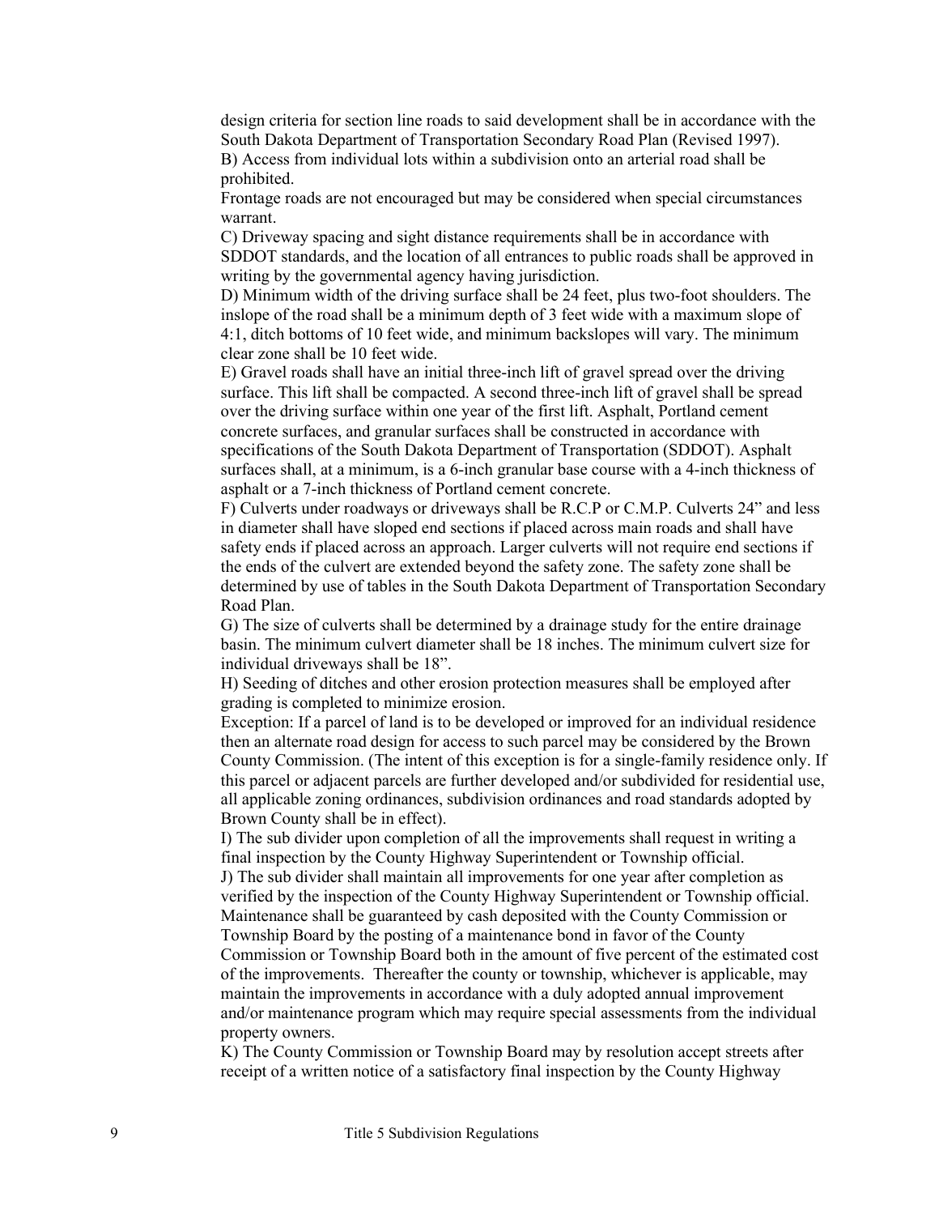design criteria for section line roads to said development shall be in accordance with the South Dakota Department of Transportation Secondary Road Plan (Revised 1997).

B) Access from individual lots within a subdivision onto an arterial road shall be prohibited.

Frontage roads are not encouraged but may be considered when special circumstances warrant.

C) Driveway spacing and sight distance requirements shall be in accordance with SDDOT standards, and the location of all entrances to public roads shall be approved in writing by the governmental agency having jurisdiction.

D) Minimum width of the driving surface shall be 24 feet, plus two-foot shoulders. The inslope of the road shall be a minimum depth of 3 feet wide with a maximum slope of 4:1, ditch bottoms of 10 feet wide, and minimum backslopes will vary. The minimum clear zone shall be 10 feet wide.

E) Gravel roads shall have an initial three-inch lift of gravel spread over the driving surface. This lift shall be compacted. A second three-inch lift of gravel shall be spread over the driving surface within one year of the first lift. Asphalt, Portland cement concrete surfaces, and granular surfaces shall be constructed in accordance with specifications of the South Dakota Department of Transportation (SDDOT). Asphalt surfaces shall, at a minimum, is a 6-inch granular base course with a 4-inch thickness of asphalt or a 7-inch thickness of Portland cement concrete.

F) Culverts under roadways or driveways shall be R.C.P or C.M.P. Culverts 24" and less in diameter shall have sloped end sections if placed across main roads and shall have safety ends if placed across an approach. Larger culverts will not require end sections if the ends of the culvert are extended beyond the safety zone. The safety zone shall be determined by use of tables in the South Dakota Department of Transportation Secondary Road Plan.

G) The size of culverts shall be determined by a drainage study for the entire drainage basin. The minimum culvert diameter shall be 18 inches. The minimum culvert size for individual driveways shall be 18".

H) Seeding of ditches and other erosion protection measures shall be employed after grading is completed to minimize erosion.

Exception: If a parcel of land is to be developed or improved for an individual residence then an alternate road design for access to such parcel may be considered by the Brown County Commission. (The intent of this exception is for a single-family residence only. If this parcel or adjacent parcels are further developed and/or subdivided for residential use, all applicable zoning ordinances, subdivision ordinances and road standards adopted by Brown County shall be in effect).

I) The sub divider upon completion of all the improvements shall request in writing a final inspection by the County Highway Superintendent or Township official.

J) The sub divider shall maintain all improvements for one year after completion as verified by the inspection of the County Highway Superintendent or Township official. Maintenance shall be guaranteed by cash deposited with the County Commission or Township Board by the posting of a maintenance bond in favor of the County Commission or Township Board both in the amount of five percent of the estimated cost of the improvements. Thereafter the county or township, whichever is applicable, may maintain the improvements in accordance with a duly adopted annual improvement and/or maintenance program which may require special assessments from the individual property owners.

K) The County Commission or Township Board may by resolution accept streets after receipt of a written notice of a satisfactory final inspection by the County Highway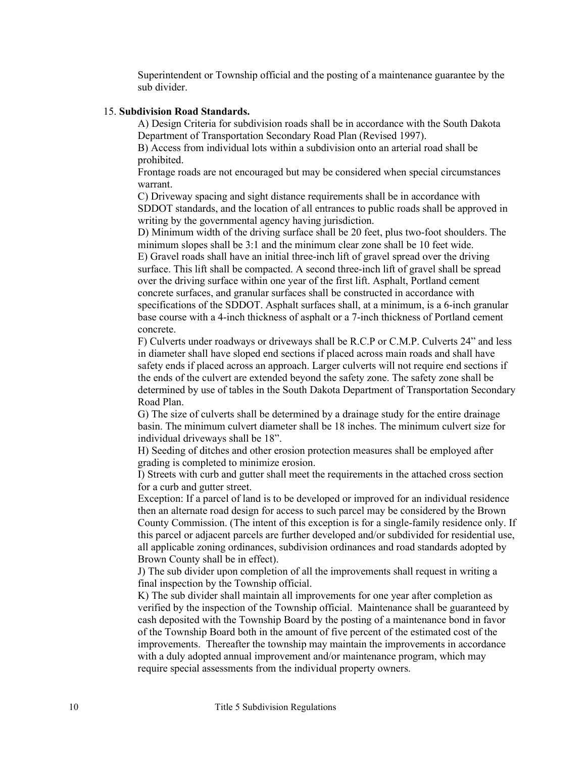Superintendent or Township official and the posting of a maintenance guarantee by the sub divider.

15. **Subdivision Road Standards.**

A) Design Criteria for subdivision roads shall be in accordance with the South Dakota Department of Transportation Secondary Road Plan (Revised 1997).

B) Access from individual lots within a subdivision onto an arterial road shall be prohibited.

Frontage roads are not encouraged but may be considered when special circumstances warrant.

C) Driveway spacing and sight distance requirements shall be in accordance with SDDOT standards, and the location of all entrances to public roads shall be approved in writing by the governmental agency having jurisdiction.

D) Minimum width of the driving surface shall be 20 feet, plus two-foot shoulders. The minimum slopes shall be 3:1 and the minimum clear zone shall be 10 feet wide.

E) Gravel roads shall have an initial three-inch lift of gravel spread over the driving surface. This lift shall be compacted. A second three-inch lift of gravel shall be spread over the driving surface within one year of the first lift. Asphalt, Portland cement concrete surfaces, and granular surfaces shall be constructed in accordance with specifications of the SDDOT. Asphalt surfaces shall, at a minimum, is a 6-inch granular base course with a 4-inch thickness of asphalt or a 7-inch thickness of Portland cement concrete.

F) Culverts under roadways or driveways shall be R.C.P or C.M.P. Culverts 24" and less in diameter shall have sloped end sections if placed across main roads and shall have safety ends if placed across an approach. Larger culverts will not require end sections if the ends of the culvert are extended beyond the safety zone. The safety zone shall be determined by use of tables in the South Dakota Department of Transportation Secondary Road Plan.

G) The size of culverts shall be determined by a drainage study for the entire drainage basin. The minimum culvert diameter shall be 18 inches. The minimum culvert size for individual driveways shall be 18".

H) Seeding of ditches and other erosion protection measures shall be employed after grading is completed to minimize erosion.

I) Streets with curb and gutter shall meet the requirements in the attached cross section for a curb and gutter street.

Exception: If a parcel of land is to be developed or improved for an individual residence then an alternate road design for access to such parcel may be considered by the Brown County Commission. (The intent of this exception is for a single-family residence only. If this parcel or adjacent parcels are further developed and/or subdivided for residential use, all applicable zoning ordinances, subdivision ordinances and road standards adopted by Brown County shall be in effect).

J) The sub divider upon completion of all the improvements shall request in writing a final inspection by the Township official.

K) The sub divider shall maintain all improvements for one year after completion as verified by the inspection of the Township official. Maintenance shall be guaranteed by cash deposited with the Township Board by the posting of a maintenance bond in favor of the Township Board both in the amount of five percent of the estimated cost of the improvements. Thereafter the township may maintain the improvements in accordance with a duly adopted annual improvement and/or maintenance program, which may require special assessments from the individual property owners.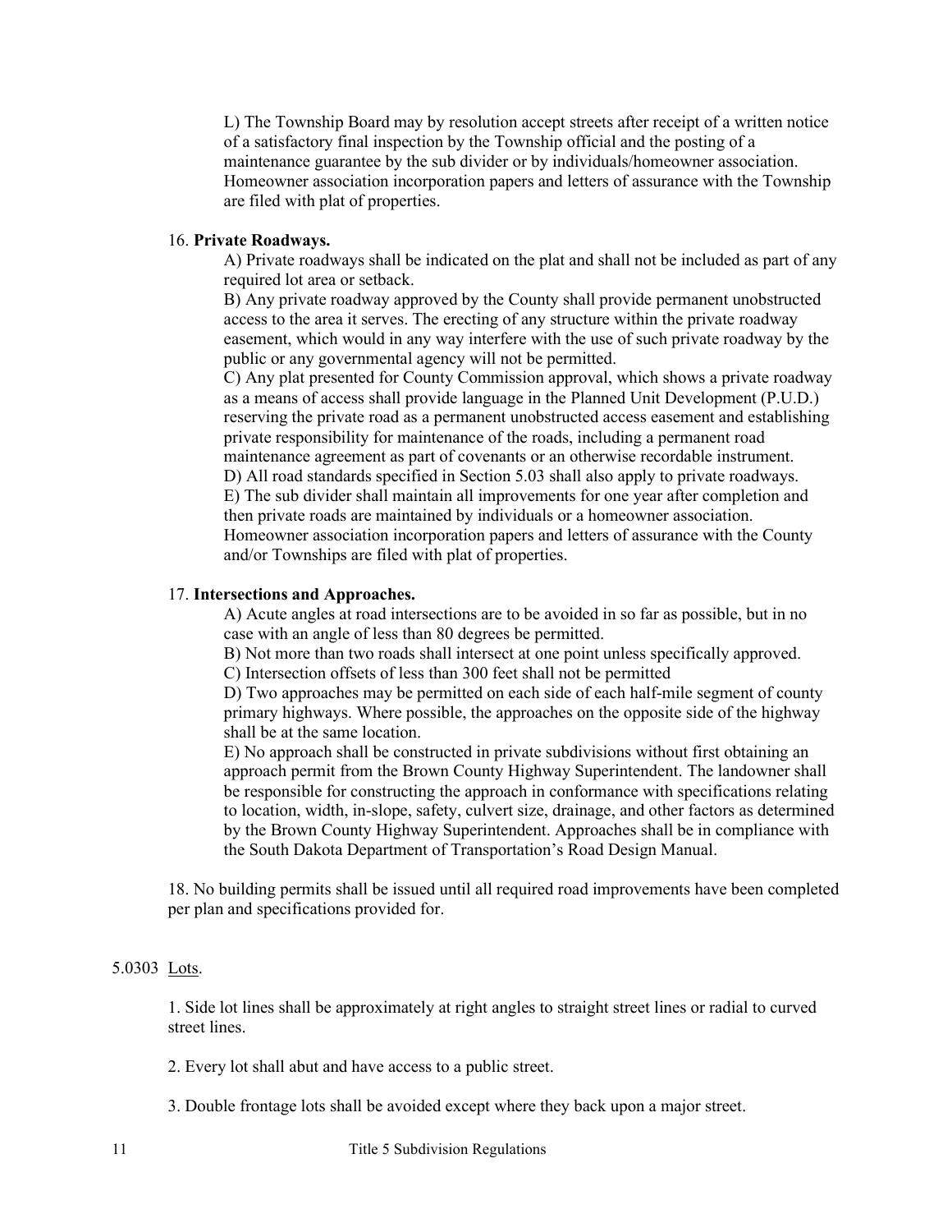L) The Township Board may by resolution accept streets after receipt of a written notice of a satisfactory final inspection by the Township official and the posting of a maintenance guarantee by the sub divider or by individuals/homeowner association. Homeowner association incorporation papers and letters of assurance with the Township are filed with plat of properties.

16. **Private Roadways.**

A) Private roadways shall be indicated on the plat and shall not be included as part of any required lot area or setback.
B) Any private roadway approved by the County shall provide permanent unobstructed access to the area it serves. The erecting of any structure within the private roadway easement, which would in any way interfere with the use of such private roadway by the public or any governmental agency will not be permitted.
C) Any plat presented for County Commission approval, which shows a private roadway as a means of access shall provide language in the Planned Unit Development (P.U.D.) reserving the private road as a permanent unobstructed access easement and establishing private responsibility for maintenance of the roads, including a permanent road maintenance agreement as part of covenants or an otherwise recordable instrument.
D) All road standards specified in Section 5.03 shall also apply to private roadways.
E) The sub divider shall maintain all improvements for one year after completion and then private roads are maintained by individuals or a homeowner association. Homeowner association incorporation papers and letters of assurance with the County and/or Townships are filed with plat of properties.

17. **Intersections and Approaches.**

A) Acute angles at road intersections are to be avoided in so far as possible, but in no case with an angle of less than 80 degrees be permitted.
B) Not more than two roads shall intersect at one point unless specifically approved.
C) Intersection offsets of less than 300 feet shall not be permitted
D) Two approaches may be permitted on each side of each half-mile segment of county primary highways. Where possible, the approaches on the opposite side of the highway shall be at the same location.
E) No approach shall be constructed in private subdivisions without first obtaining an approach permit from the Brown County Highway Superintendent. The landowner shall be responsible for constructing the approach in conformance with specifications relating to location, width, in-slope, safety, culvert size, drainage, and other factors as determined by the Brown County Highway Superintendent. Approaches shall be in compliance with the South Dakota Department of Transportation's Road Design Manual.

18. No building permits shall be issued until all required road improvements have been completed per plan and specifications provided for.

5.0303 Lots.

1. Side lot lines shall be approximately at right angles to straight street lines or radial to curved street lines.

2. Every lot shall abut and have access to a public street.

3. Double frontage lots shall be avoided except where they back upon a major street.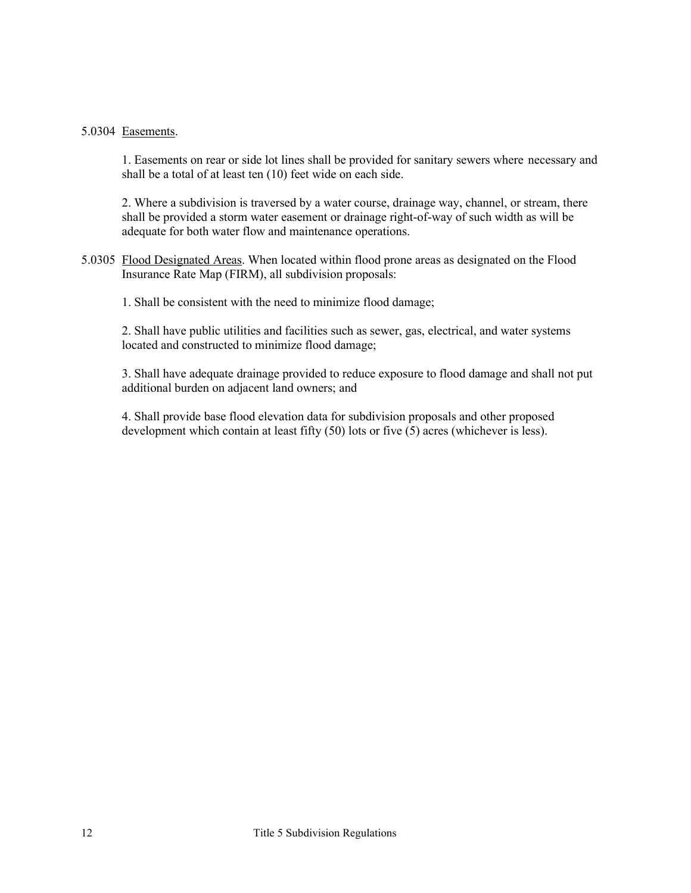5.0304 Easements.

1. Easements on rear or side lot lines shall be provided for sanitary sewers where necessary and shall be a total of at least ten (10) feet wide on each side.

2. Where a subdivision is traversed by a water course, drainage way, channel, or stream, there shall be provided a storm water easement or drainage right-of-way of such width as will be adequate for both water flow and maintenance operations.

5.0305 Flood Designated Areas. When located within flood prone areas as designated on the Flood Insurance Rate Map (FIRM), all subdivision proposals:

1. Shall be consistent with the need to minimize flood damage;

2. Shall have public utilities and facilities such as sewer, gas, electrical, and water systems located and constructed to minimize flood damage;

3. Shall have adequate drainage provided to reduce exposure to flood damage and shall not put additional burden on adjacent land owners; and

4. Shall provide base flood elevation data for subdivision proposals and other proposed development which contain at least fifty (50) lots or five (5) acres (whichever is less).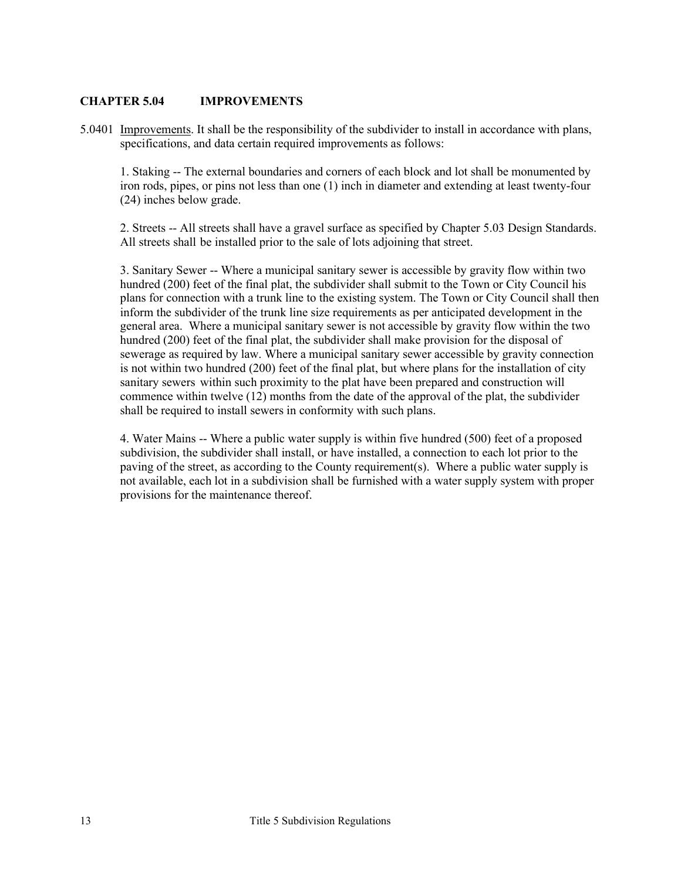## CHAPTER 5.04 IMPROVEMENTS

5.0401 Improvements. It shall be the responsibility of the subdivider to install in accordance with plans, specifications, and data certain required improvements as follows:

1. Staking -- The external boundaries and corners of each block and lot shall be monumented by iron rods, pipes, or pins not less than one (1) inch in diameter and extending at least twenty-four (24) inches below grade.

2. Streets -- All streets shall have a gravel surface as specified by Chapter 5.03 Design Standards. All streets shall be installed prior to the sale of lots adjoining that street.

3. Sanitary Sewer -- Where a municipal sanitary sewer is accessible by gravity flow within two hundred (200) feet of the final plat, the subdivider shall submit to the Town or City Council his plans for connection with a trunk line to the existing system. The Town or City Council shall then inform the subdivider of the trunk line size requirements as per anticipated development in the general area. Where a municipal sanitary sewer is not accessible by gravity flow within the two hundred (200) feet of the final plat, the subdivider shall make provision for the disposal of sewerage as required by law. Where a municipal sanitary sewer accessible by gravity connection is not within two hundred (200) feet of the final plat, but where plans for the installation of city sanitary sewers within such proximity to the plat have been prepared and construction will commence within twelve (12) months from the date of the approval of the plat, the subdivider shall be required to install sewers in conformity with such plans.

4. Water Mains -- Where a public water supply is within five hundred (500) feet of a proposed subdivision, the subdivider shall install, or have installed, a connection to each lot prior to the paving of the street, as according to the County requirement(s). Where a public water supply is not available, each lot in a subdivision shall be furnished with a water supply system with proper provisions for the maintenance thereof.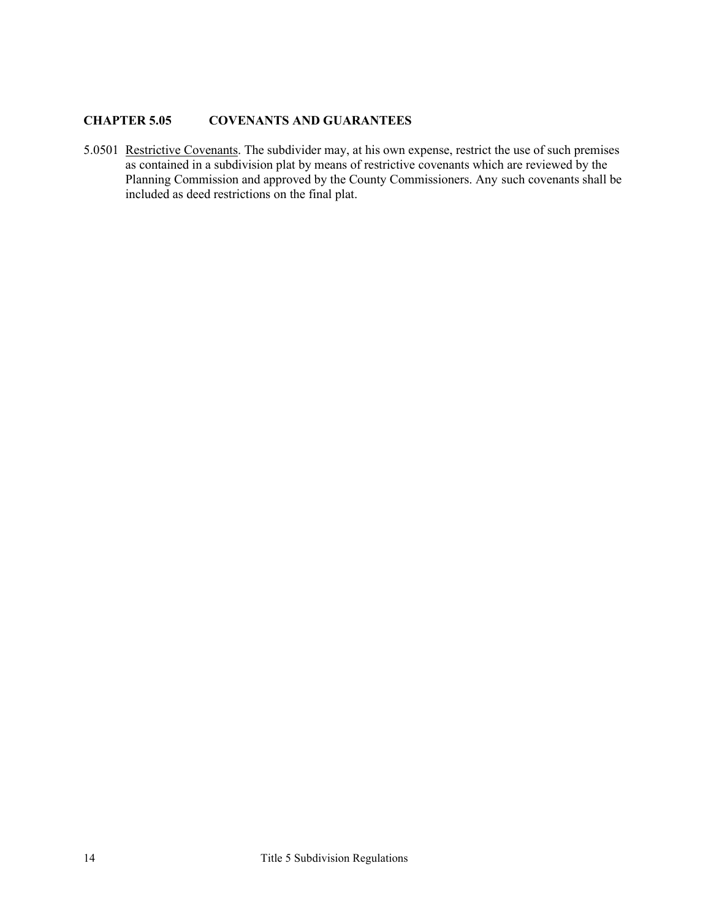## CHAPTER 5.05 COVENANTS AND GUARANTEES

5.0501 Restrictive Covenants. The subdivider may, at his own expense, restrict the use of such premises as contained in a subdivision plat by means of restrictive covenants which are reviewed by the Planning Commission and approved by the County Commissioners. Any such covenants shall be included as deed restrictions on the final plat.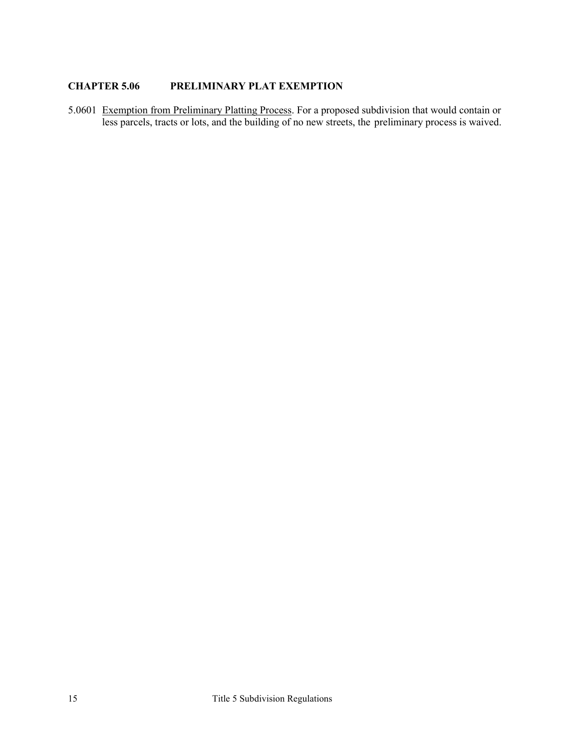## CHAPTER 5.06 PRELIMINARY PLAT EXEMPTION

5.0601 Exemption from Preliminary Platting Process. For a proposed subdivision that would contain or less parcels, tracts or lots, and the building of no new streets, the preliminary process is waived.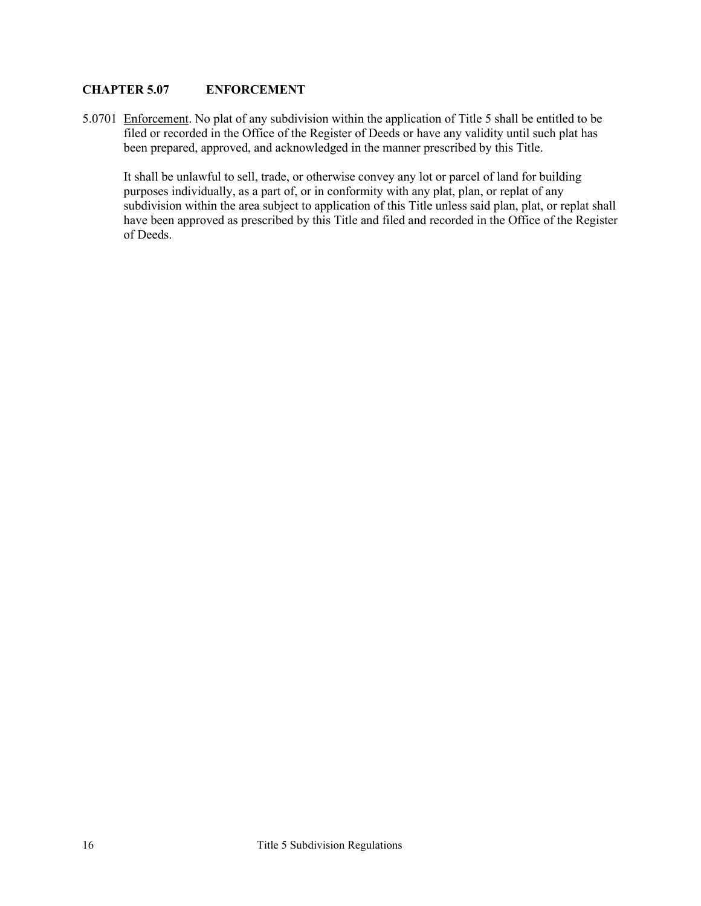## CHAPTER 5.07 ENFORCEMENT

5.0701 Enforcement. No plat of any subdivision within the application of Title 5 shall be entitled to be filed or recorded in the Office of the Register of Deeds or have any validity until such plat has been prepared, approved, and acknowledged in the manner prescribed by this Title.

It shall be unlawful to sell, trade, or otherwise convey any lot or parcel of land for building purposes individually, as a part of, or in conformity with any plat, plan, or replat of any subdivision within the area subject to application of this Title unless said plan, plat, or replat shall have been approved as prescribed by this Title and filed and recorded in the Office of the Register of Deeds.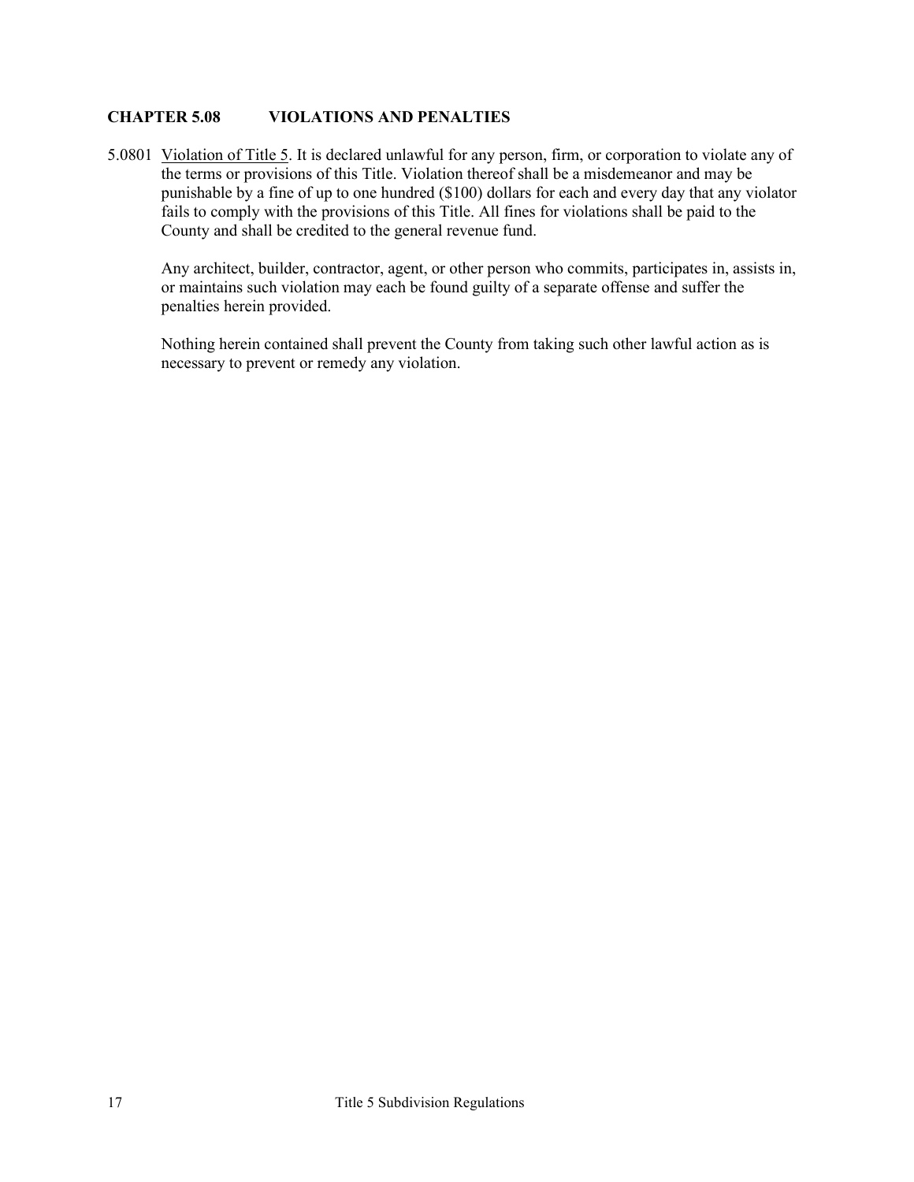## CHAPTER 5.08 VIOLATIONS AND PENALTIES

5.0801 Violation of Title 5. It is declared unlawful for any person, firm, or corporation to violate any of the terms or provisions of this Title. Violation thereof shall be a misdemeanor and may be punishable by a fine of up to one hundred ($100) dollars for each and every day that any violator fails to comply with the provisions of this Title. All fines for violations shall be paid to the County and shall be credited to the general revenue fund.

Any architect, builder, contractor, agent, or other person who commits, participates in, assists in, or maintains such violation may each be found guilty of a separate offense and suffer the penalties herein provided.

Nothing herein contained shall prevent the County from taking such other lawful action as is necessary to prevent or remedy any violation.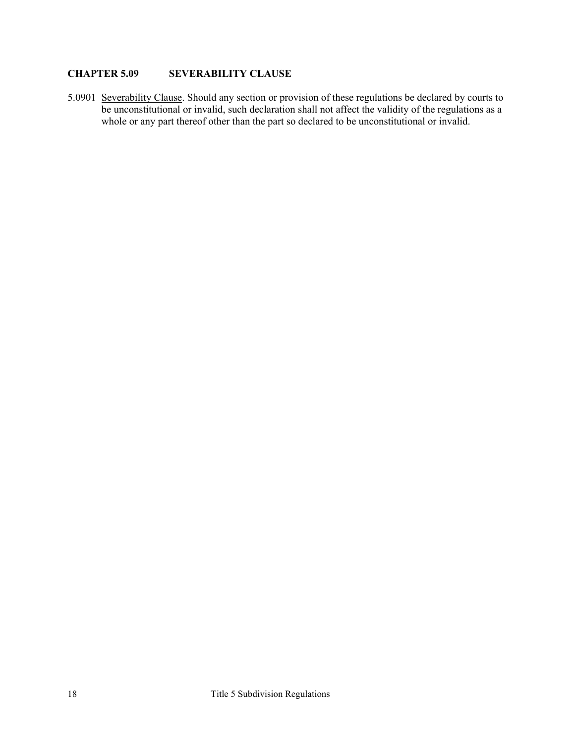## CHAPTER 5.09 SEVERABILITY CLAUSE

5.0901 Severability Clause. Should any section or provision of these regulations be declared by courts to be unconstitutional or invalid, such declaration shall not affect the validity of the regulations as a whole or any part thereof other than the part so declared to be unconstitutional or invalid.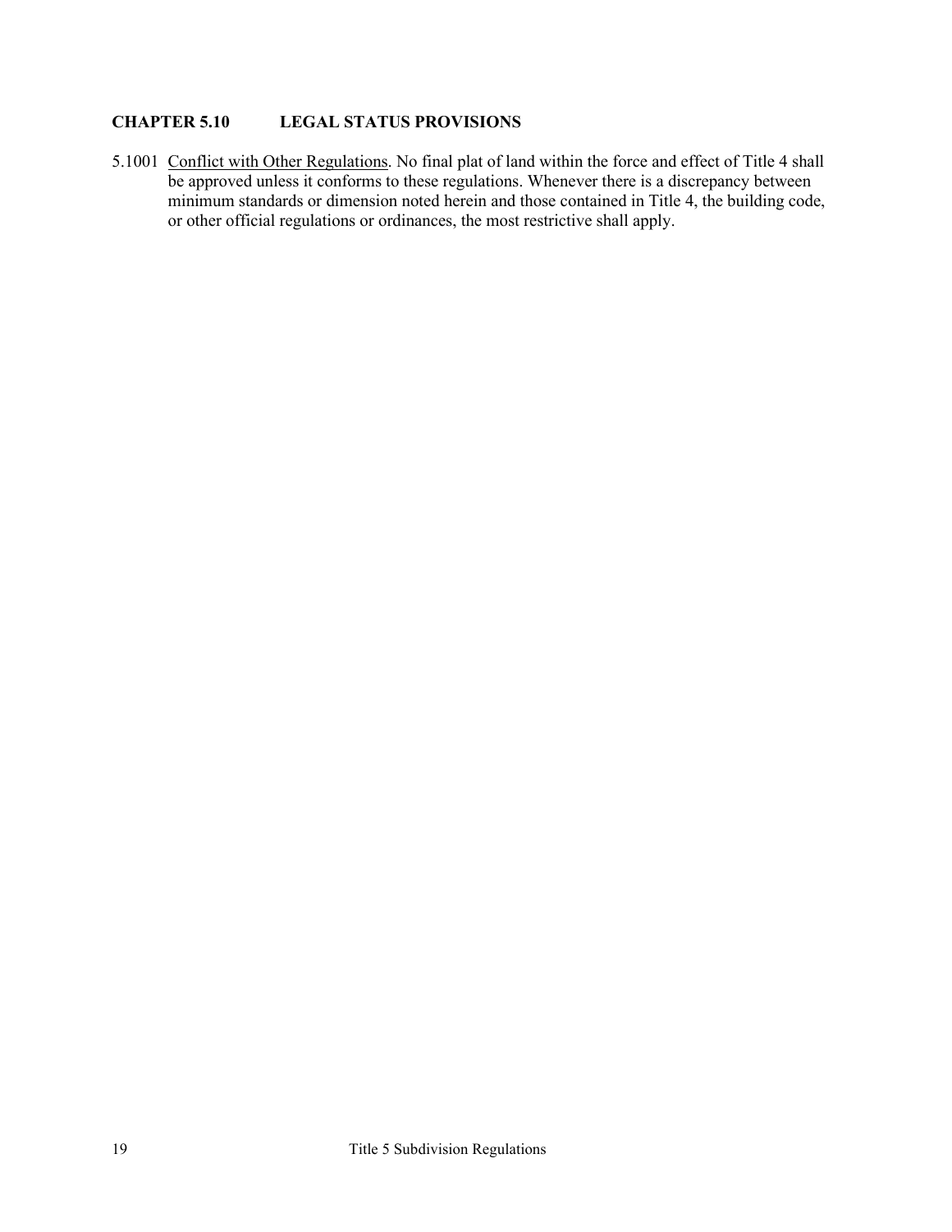## CHAPTER 5.10 LEGAL STATUS PROVISIONS

5.1001 Conflict with Other Regulations. No final plat of land within the force and effect of Title 4 shall be approved unless it conforms to these regulations. Whenever there is a discrepancy between minimum standards or dimension noted herein and those contained in Title 4, the building code, or other official regulations or ordinances, the most restrictive shall apply.